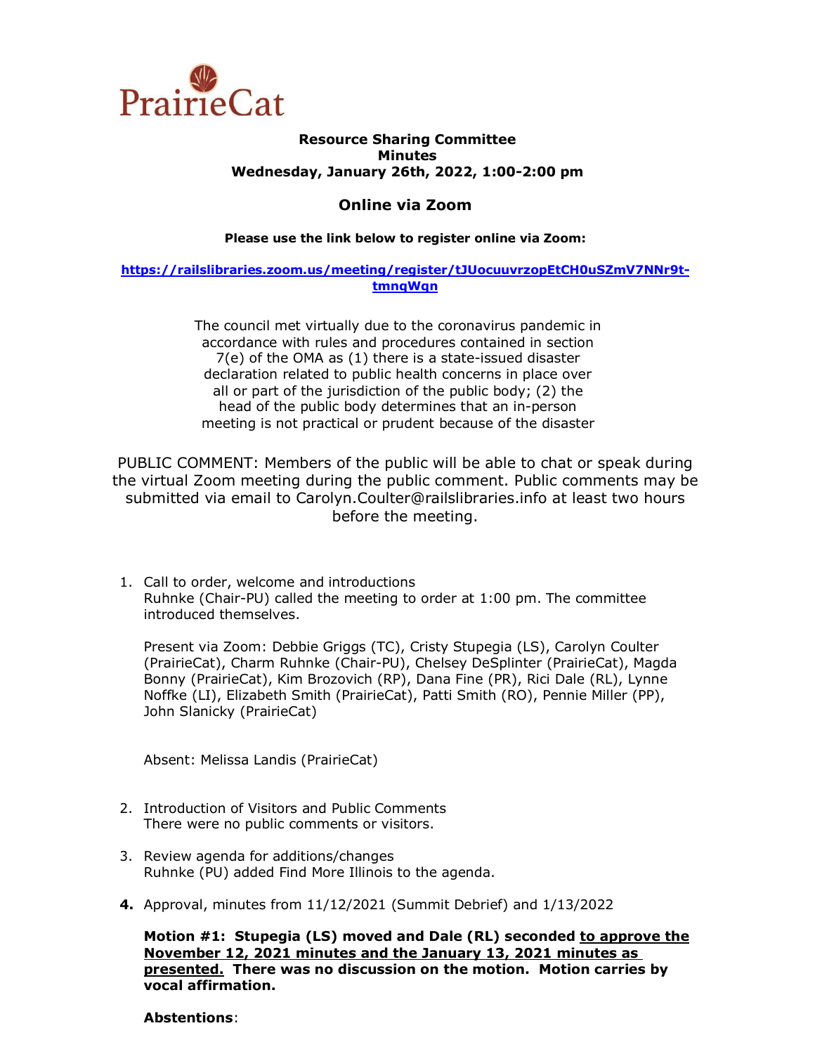PrairieCat

**Resource Sharing Committee**
**Minutes**
**Wednesday, January 26th, 2022, 1:00-2:00 pm**

## Online via Zoom

**Please use the link below to register online via Zoom:**

**https://railslibraries.zoom.us/meeting/register/tJUocuuvrzopEtCH0uSZmV7NNr9t-tmnqWqn**

The council met virtually due to the coronavirus pandemic in accordance with rules and procedures contained in section 7(e) of the OMA as (1) there is a state-issued disaster declaration related to public health concerns in place over all or part of the jurisdiction of the public body; (2) the head of the public body determines that an in-person meeting is not practical or prudent because of the disaster

PUBLIC COMMENT: Members of the public will be able to chat or speak during the virtual Zoom meeting during the public comment. Public comments may be submitted via email to Carolyn.Coulter@railslibraries.info at least two hours before the meeting.

1. Call to order, welcome and introductions
   Ruhnke (Chair-PU) called the meeting to order at 1:00 pm. The committee introduced themselves.

   Present via Zoom: Debbie Griggs (TC), Cristy Stupegia (LS), Carolyn Coulter (PrairieCat), Charm Ruhnke (Chair-PU), Chelsey DeSplinter (PrairieCat), Magda Bonny (PrairieCat), Kim Brozovich (RP), Dana Fine (PR), Rici Dale (RL), Lynne Noffke (LI), Elizabeth Smith (PrairieCat), Patti Smith (RO), Pennie Miller (PP), John Slanicky (PrairieCat)

   Absent: Melissa Landis (PrairieCat)

2. Introduction of Visitors and Public Comments
   There were no public comments or visitors.

3. Review agenda for additions/changes
   Ruhnke (PU) added Find More Illinois to the agenda.

4. Approval, minutes from 11/12/2021 (Summit Debrief) and 1/13/2022

   **Motion #1: Stupegia (LS) moved and Dale (RL) seconded <u>to approve the November 12, 2021 minutes and the January 13, 2021 minutes as presented.</u> There was no discussion on the motion. Motion carries by vocal affirmation.**

   **Abstentions**: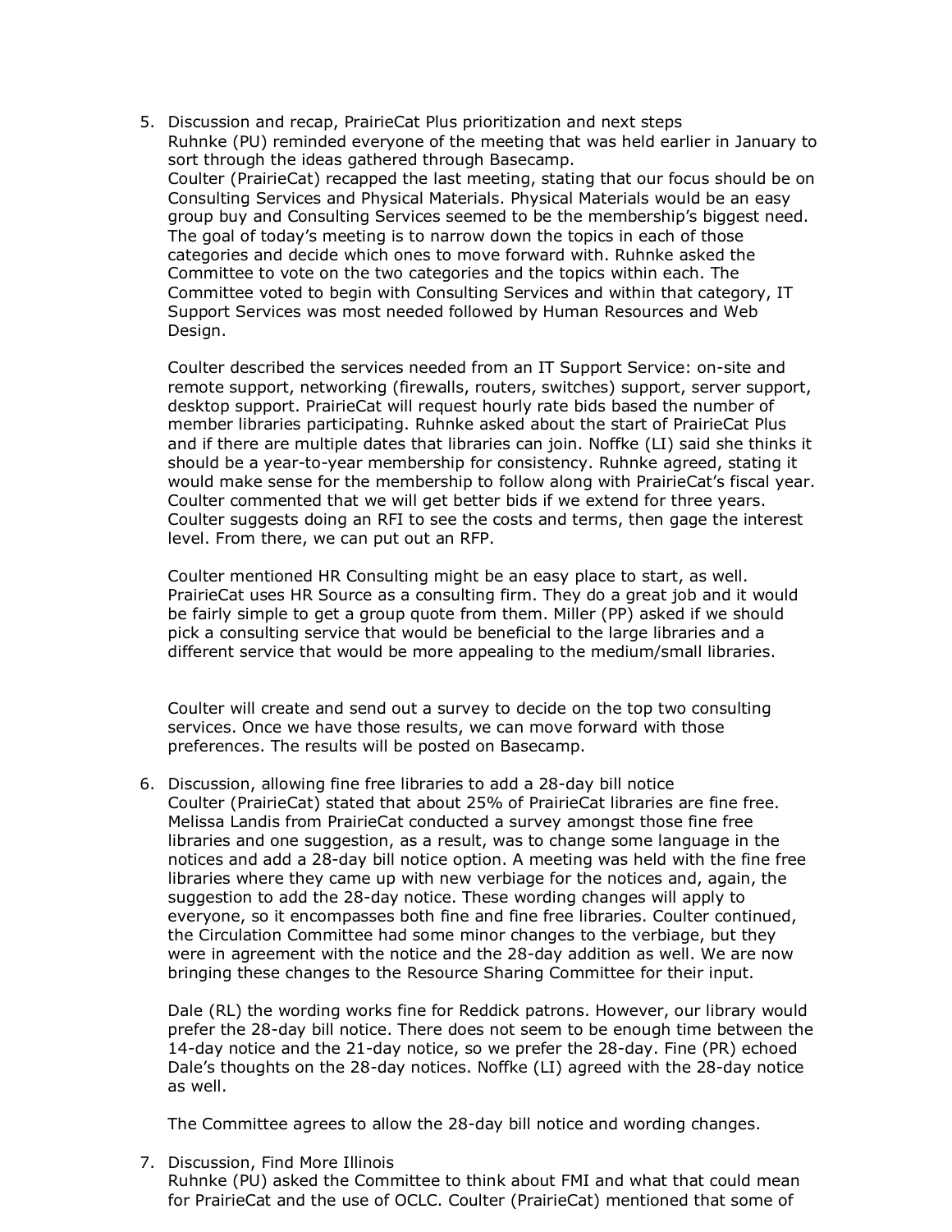5. Discussion and recap, PrairieCat Plus prioritization and next steps
   Ruhnke (PU) reminded everyone of the meeting that was held earlier in January to sort through the ideas gathered through Basecamp.
   Coulter (PrairieCat) recapped the last meeting, stating that our focus should be on Consulting Services and Physical Materials. Physical Materials would be an easy group buy and Consulting Services seemed to be the membership's biggest need. The goal of today's meeting is to narrow down the topics in each of those categories and decide which ones to move forward with. Ruhnke asked the Committee to vote on the two categories and the topics within each. The Committee voted to begin with Consulting Services and within that category, IT Support Services was most needed followed by Human Resources and Web Design.

   Coulter described the services needed from an IT Support Service: on-site and remote support, networking (firewalls, routers, switches) support, server support, desktop support. PrairieCat will request hourly rate bids based the number of member libraries participating. Ruhnke asked about the start of PrairieCat Plus and if there are multiple dates that libraries can join. Noffke (LI) said she thinks it should be a year-to-year membership for consistency. Ruhnke agreed, stating it would make sense for the membership to follow along with PrairieCat's fiscal year. Coulter commented that we will get better bids if we extend for three years. Coulter suggests doing an RFI to see the costs and terms, then gage the interest level. From there, we can put out an RFP.

   Coulter mentioned HR Consulting might be an easy place to start, as well. PrairieCat uses HR Source as a consulting firm. They do a great job and it would be fairly simple to get a group quote from them. Miller (PP) asked if we should pick a consulting service that would be beneficial to the large libraries and a different service that would be more appealing to the medium/small libraries.

   Coulter will create and send out a survey to decide on the top two consulting services. Once we have those results, we can move forward with those preferences. The results will be posted on Basecamp.

6. Discussion, allowing fine free libraries to add a 28-day bill notice
   Coulter (PrairieCat) stated that about 25% of PrairieCat libraries are fine free. Melissa Landis from PrairieCat conducted a survey amongst those fine free libraries and one suggestion, as a result, was to change some language in the notices and add a 28-day bill notice option. A meeting was held with the fine free libraries where they came up with new verbiage for the notices and, again, the suggestion to add the 28-day notice. These wording changes will apply to everyone, so it encompasses both fine and fine free libraries. Coulter continued, the Circulation Committee had some minor changes to the verbiage, but they were in agreement with the notice and the 28-day addition as well. We are now bringing these changes to the Resource Sharing Committee for their input.

   Dale (RL) the wording works fine for Reddick patrons. However, our library would prefer the 28-day bill notice. There does not seem to be enough time between the 14-day notice and the 21-day notice, so we prefer the 28-day. Fine (PR) echoed Dale's thoughts on the 28-day notices. Noffke (LI) agreed with the 28-day notice as well.

   The Committee agrees to allow the 28-day bill notice and wording changes.

7. Discussion, Find More Illinois
   Ruhnke (PU) asked the Committee to think about FMI and what that could mean for PrairieCat and the use of OCLC. Coulter (PrairieCat) mentioned that some of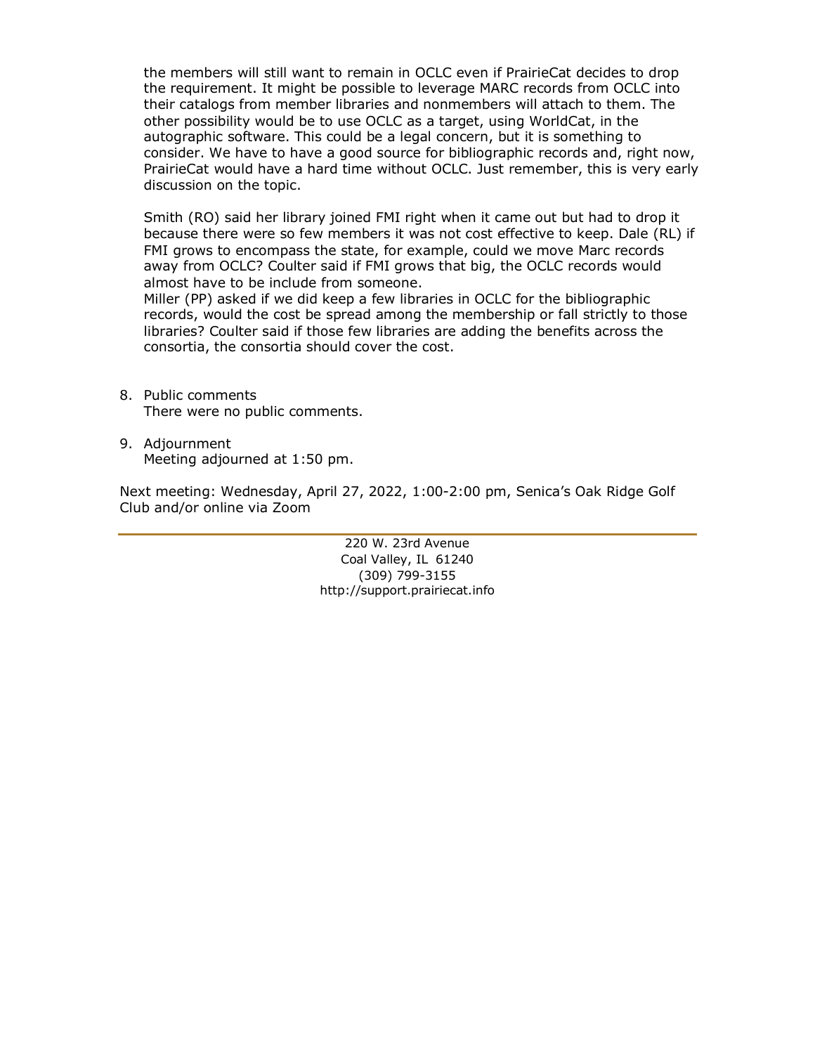the members will still want to remain in OCLC even if PrairieCat decides to drop the requirement. It might be possible to leverage MARC records from OCLC into their catalogs from member libraries and nonmembers will attach to them. The other possibility would be to use OCLC as a target, using WorldCat, in the autographic software. This could be a legal concern, but it is something to consider. We have to have a good source for bibliographic records and, right now, PrairieCat would have a hard time without OCLC. Just remember, this is very early discussion on the topic.

Smith (RO) said her library joined FMI right when it came out but had to drop it because there were so few members it was not cost effective to keep. Dale (RL) if FMI grows to encompass the state, for example, could we move Marc records away from OCLC? Coulter said if FMI grows that big, the OCLC records would almost have to be include from someone.
Miller (PP) asked if we did keep a few libraries in OCLC for the bibliographic records, would the cost be spread among the membership or fall strictly to those libraries? Coulter said if those few libraries are adding the benefits across the consortia, the consortia should cover the cost.

8. Public comments
   There were no public comments.

9. Adjournment
   Meeting adjourned at 1:50 pm.

Next meeting: Wednesday, April 27, 2022, 1:00-2:00 pm, Senica's Oak Ridge Golf Club and/or online via Zoom

---

220 W. 23rd Avenue
Coal Valley, IL 61240
(309) 799-3155
http://support.prairiecat.info